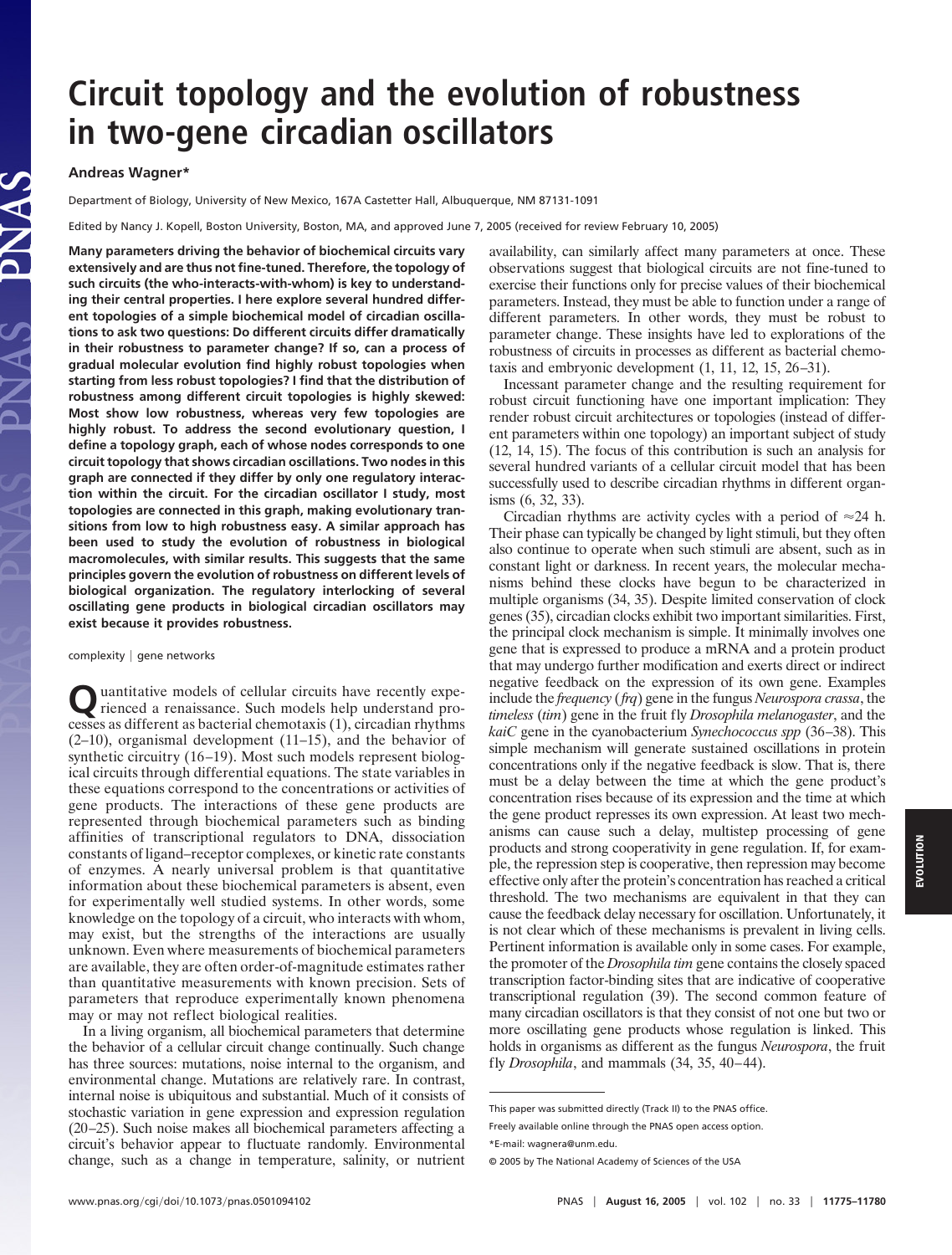# Circuit topology and the evolution of robustness in two-gene circadian oscillators

**Andreas Wagner***

Department of Biology, University of New Mexico, 167A Castetter Hall, Albuquerque, NM 87131-1091

Edited by Nancy J. Kopell, Boston University, Boston, MA, and approved June 7, 2005 (received for review February 10, 2005)

**Many parameters driving the behavior of biochemical circuits vary extensively and are thus not fine-tuned. Therefore, the topology of such circuits (the who-interacts-with-whom) is key to understanding their central properties. I here explore several hundred different topologies of a simple biochemical model of circadian oscillations to ask two questions: Do different circuits differ dramatically in their robustness to parameter change? If so, can a process of gradual molecular evolution find highly robust topologies when starting from less robust topologies? I find that the distribution of robustness among different circuit topologies is highly skewed: Most show low robustness, whereas very few topologies are highly robust. To address the second evolutionary question, I define a topology graph, each of whose nodes corresponds to one circuit topology that shows circadian oscillations. Two nodes in this graph are connected if they differ by only one regulatory interaction within the circuit. For the circadian oscillator I study, most topologies are connected in this graph, making evolutionary transitions from low to high robustness easy. A similar approach has been used to study the evolution of robustness in biological macromolecules, with similar results. This suggests that the same principles govern the evolution of robustness on different levels of biological organization. The regulatory interlocking of several oscillating gene products in biological circadian oscillators may exist because it provides robustness.**

complexity | gene networks

Quantitative models of cellular circuits have recently experienced a renaissance. Such models help understand processes as different as bacterial chemotaxis (1), circadian rhythms (2–10), organismal development (11–15), and the behavior of synthetic circuitry (16–19). Most such models represent biological circuits through differential equations. The state variables in these equations correspond to the concentrations or activities of gene products. The interactions of these gene products are represented through biochemical parameters such as binding affinities of transcriptional regulators to DNA, dissociation constants of ligand–receptor complexes, or kinetic rate constants of enzymes. A nearly universal problem is that quantitative information about these biochemical parameters is absent, even for experimentally well studied systems. In other words, some knowledge on the topology of a circuit, who interacts with whom, may exist, but the strengths of the interactions are usually unknown. Even where measurements of biochemical parameters are available, they are often order-of-magnitude estimates rather than quantitative measurements with known precision. Sets of parameters that reproduce experimentally known phenomena may or may not reflect biological realities.

In a living organism, all biochemical parameters that determine the behavior of a cellular circuit change continually. Such change has three sources: mutations, noise internal to the organism, and environmental change. Mutations are relatively rare. In contrast, internal noise is ubiquitous and substantial. Much of it consists of stochastic variation in gene expression and expression regulation (20–25). Such noise makes all biochemical parameters affecting a circuit's behavior appear to fluctuate randomly. Environmental change, such as a change in temperature, salinity, or nutrient availability, can similarly affect many parameters at once. These observations suggest that biological circuits are not fine-tuned to exercise their functions only for precise values of their biochemical parameters. Instead, they must be able to function under a range of different parameters. In other words, they must be robust to parameter change. These insights have led to explorations of the robustness of circuits in processes as different as bacterial chemotaxis and embryonic development (1, 11, 12, 15, 26–31).

Incessant parameter change and the resulting requirement for robust circuit functioning have one important implication: They render robust circuit architectures or topologies (instead of different parameters within one topology) an important subject of study (12, 14, 15). The focus of this contribution is such an analysis for several hundred variants of a cellular circuit model that has been successfully used to describe circadian rhythms in different organisms (6, 32, 33).

Circadian rhythms are activity cycles with a period of $\approx$24 h. Their phase can typically be changed by light stimuli, but they often also continue to operate when such stimuli are absent, such as in constant light or darkness. In recent years, the molecular mechanisms behind these clocks have begun to be characterized in multiple organisms (34, 35). Despite limited conservation of clock genes (35), circadian clocks exhibit two important similarities. First, the principal clock mechanism is simple. It minimally involves one gene that is expressed to produce a mRNA and a protein product that may undergo further modification and exerts direct or indirect negative feedback on the expression of its own gene. Examples include the *frequency* (*frq*) gene in the fungus *Neurospora crassa*, the *timeless* (*tim*) gene in the fruit fly *Drosophila melanogaster*, and the *kaiC* gene in the cyanobacterium *Synechococcus spp* (36–38). This simple mechanism will generate sustained oscillations in protein concentrations only if the negative feedback is slow. That is, there must be a delay between the time at which the gene product's concentration rises because of its expression and the time at which the gene product represses its own expression. At least two mechanisms can cause such a delay, multistep processing of gene products and strong cooperativity in gene regulation. If, for example, the repression step is cooperative, then repression may become effective only after the protein's concentration has reached a critical threshold. The two mechanisms are equivalent in that they can cause the feedback delay necessary for oscillation. Unfortunately, it is not clear which of these mechanisms is prevalent in living cells. Pertinent information is available only in some cases. For example, the promoter of the *Drosophila tim* gene contains the closely spaced transcription factor-binding sites that are indicative of cooperative transcriptional regulation (39). The second common feature of many circadian oscillators is that they consist of not one but two or more oscillating gene products whose regulation is linked. This holds in organisms as different as the fungus *Neurospora*, the fruit fly *Drosophila*, and mammals (34, 35, 40–44).

This paper was submitted directly (Track II) to the PNAS office.

Freely available online through the PNAS open access option.

*E-mail: wagnera@unm.edu.

© 2005 by The National Academy of Sciences of the USA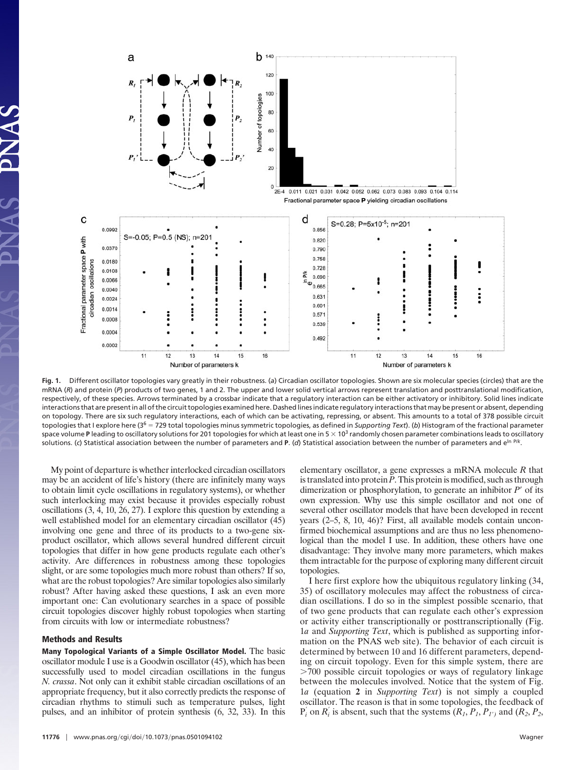**Fig. 1.** Different oscillator topologies vary greatly in their robustness. (*a*) Circadian oscillator topologies. Shown are six molecular species (circles) that are the mRNA (*R*) and protein (*P*) products of two genes, 1 and 2. The upper and lower solid vertical arrows represent translation and posttranslational modification, respectively, of these species. Arrows terminated by a crossbar indicate that a regulatory interaction can be either activatory or inhibitory. Solid lines indicate interactions that are present in all of the circuit topologies examined here. Dashed lines indicate regulatory interactions that may be present or absent, depending on topology. There are six such regulatory interactions, each of which can be activating, repressing, or absent. This amounts to a total of 378 possible circuit topologies that I explore here ($3^6 = 729$ total topologies minus symmetric topologies, as defined in *Supporting Text*). (*b*) Histogram of the fractional parameter space volume **P** leading to oscillatory solutions for 201 topologies for which at least one in $5 \times 10^3$ randomly chosen parameter combinations leads to oscillatory solutions. (*c*) Statistical association between the number of parameters and **P**. (*d*) Statistical association between the number of parameters and $e^{\ln P/k}$.

My point of departure is whether interlocked circadian oscillators may be an accident of life's history (there are infinitely many ways to obtain limit cycle oscillations in regulatory systems), or whether such interlocking may exist because it provides especially robust oscillations (3, 4, 10, 26, 27). I explore this question by extending a well established model for an elementary circadian oscillator (45) involving one gene and three of its products to a two-gene six-product oscillator, which allows several hundred different circuit topologies that differ in how gene products regulate each other's activity. Are differences in robustness among these topologies slight, or are some topologies much more robust than others? If so, what are the robust topologies? Are similar topologies also similarly robust? After having asked these questions, I ask an even more important one: Can evolutionary searches in a space of possible circuit topologies discover highly robust topologies when starting from circuits with low or intermediate robustness?

## Methods and Results

**Many Topological Variants of a Simple Oscillator Model.** The basic oscillator model I use is a Goodwin oscillator (45), which has been successfully used to model circadian oscillations in the fungus *N. crassa*. Not only can it exhibit stable circadian oscillations of an appropriate frequency, but it also correctly predicts the response of circadian rhythms to stimuli such as temperature pulses, light pulses, and an inhibitor of protein synthesis (6, 32, 33). In this elementary oscillator, a gene expresses a mRNA molecule *R* that is translated into protein *P*. This protein is modified, such as through dimerization or phosphorylation, to generate an inhibitor $P'$ of its own expression. Why use this simple oscillator and not one of several other oscillator models that have been developed in recent years (2–5, 8, 10, 46)? First, all available models contain unconfirmed biochemical assumptions and are thus no less phenomenological than the model I use. In addition, these others have one disadvantage: They involve many more parameters, which makes them intractable for the purpose of exploring many different circuit topologies.

I here first explore how the ubiquitous regulatory linking (34, 35) of oscillatory molecules may affect the robustness of circadian oscillations. I do so in the simplest possible scenario, that of two gene products that can regulate each other's expression or activity either transcriptionally or posttranscriptionally (Fig. 1*a* and *Supporting Text*, which is published as supporting information on the PNAS web site). The behavior of each circuit is determined by between 10 and 16 different parameters, depending on circuit topology. Even for this simple system, there are >700 possible circuit topologies or ways of regulatory linkage between the molecules involved. Notice that the system of Fig. 1*a* (equation **2** in *Supporting Text*) is not simply a coupled oscillator. The reason is that in some topologies, the feedback of $P_i'$ on $R_i'$ is absent, such that the systems ($R_1$, $P_1$, $P_{1'}$) and ($R_2$, $P_2$,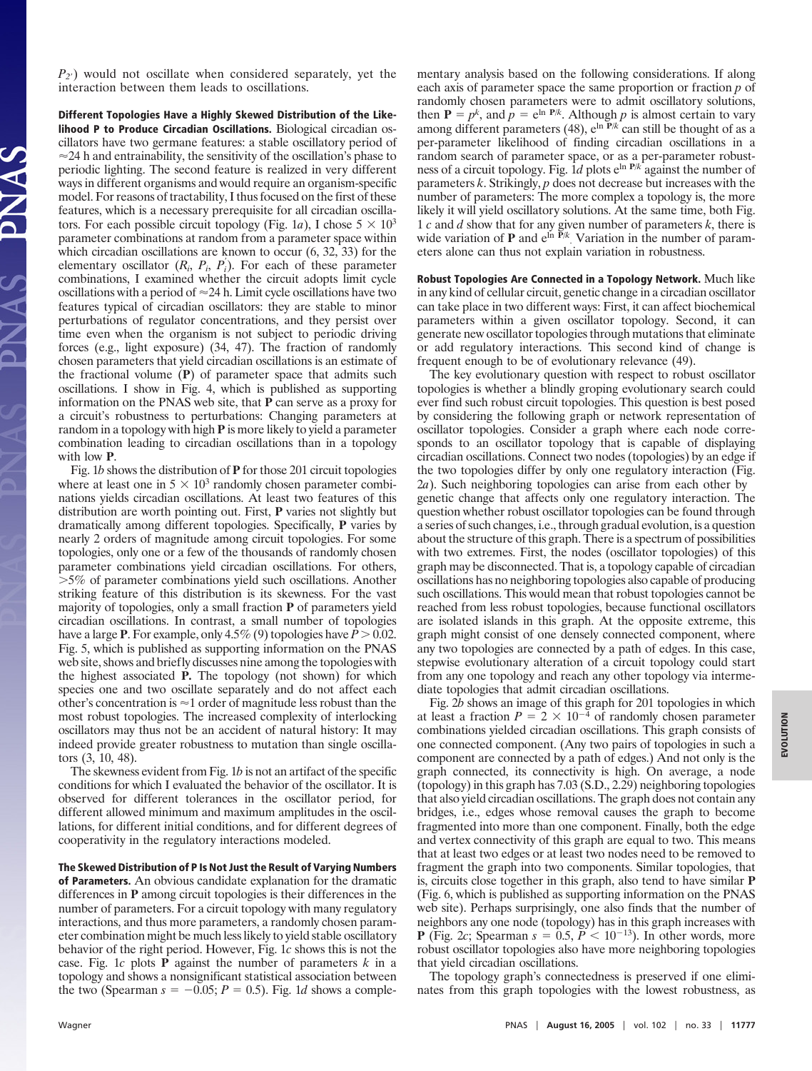$P_{2'}$) would not oscillate when considered separately, yet the interaction between them leads to oscillations.

**Different Topologies Have a Highly Skewed Distribution of the Likelihood P to Produce Circadian Oscillations.** Biological circadian oscillators have two germane features: a stable oscillatory period of ≈24 h and entrainability, the sensitivity of the oscillation's phase to periodic lighting. The second feature is realized in very different ways in different organisms and would require an organism-specific model. For reasons of tractability, I thus focused on the first of these features, which is a necessary prerequisite for all circadian oscillators. For each possible circuit topology (Fig. 1*a*), I chose $5 \times 10^3$ parameter combinations at random from a parameter space within which circadian oscillations are known to occur (6, 32, 33) for the elementary oscillator ($R_i$, $P_i$, $P_i'$). For each of these parameter combinations, I examined whether the circuit adopts limit cycle oscillations with a period of ≈24 h. Limit cycle oscillations have two features typical of circadian oscillators: they are stable to minor perturbations of regulator concentrations, and they persist over time even when the organism is not subject to periodic driving forces (e.g., light exposure) (34, 47). The fraction of randomly chosen parameters that yield circadian oscillations is an estimate of the fractional volume (**P**) of parameter space that admits such oscillations. I show in Fig. 4, which is published as supporting information on the PNAS web site, that **P** can serve as a proxy for a circuit's robustness to perturbations: Changing parameters at random in a topology with high **P** is more likely to yield a parameter combination leading to circadian oscillations than in a topology with low **P**.

Fig. 1*b* shows the distribution of **P** for those 201 circuit topologies where at least one in $5 \times 10^3$ randomly chosen parameter combinations yields circadian oscillations. At least two features of this distribution are worth pointing out. First, **P** varies not slightly but dramatically among different topologies. Specifically, **P** varies by nearly 2 orders of magnitude among circuit topologies. For some topologies, only one or a few of the thousands of randomly chosen parameter combinations yield circadian oscillations. For others, >5% of parameter combinations yield such oscillations. Another striking feature of this distribution is its skewness. For the vast majority of topologies, only a small fraction **P** of parameters yield circadian oscillations. In contrast, a small number of topologies have a large **P**. For example, only 4.5% (9) topologies have $P > 0.02$. Fig. 5, which is published as supporting information on the PNAS web site, shows and briefly discusses nine among the topologies with the highest associated **P.** The topology (not shown) for which species one and two oscillate separately and do not affect each other's concentration is ≈1 order of magnitude less robust than the most robust topologies. The increased complexity of interlocking oscillators may thus not be an accident of natural history: It may indeed provide greater robustness to mutation than single oscillators (3, 10, 48).

The skewness evident from Fig. 1*b* is not an artifact of the specific conditions for which I evaluated the behavior of the oscillator. It is observed for different tolerances in the oscillator period, for different allowed minimum and maximum amplitudes in the oscillations, for different initial conditions, and for different degrees of cooperativity in the regulatory interactions modeled.

**The Skewed Distribution of P Is Not Just the Result of Varying Numbers of Parameters.** An obvious candidate explanation for the dramatic differences in **P** among circuit topologies is their differences in the number of parameters. For a circuit topology with many regulatory interactions, and thus more parameters, a randomly chosen parameter combination might be much less likely to yield stable oscillatory behavior of the right period. However, Fig. 1*c* shows this is not the case. Fig. 1*c* plots **P** against the number of parameters *k* in a topology and shows a nonsignificant statistical association between the two (Spearman $s = -0.05$; $P = 0.5$). Fig. 1*d* shows a complementary analysis based on the following considerations. If along each axis of parameter space the same proportion or fraction *p* of randomly chosen parameters were to admit oscillatory solutions, then $\mathbf{P} = p^k$, and $p = e^{\ln \mathbf{P}/k}$. Although *p* is almost certain to vary among different parameters (48), $e^{\ln \mathbf{P}/k}$ can still be thought of as a per-parameter likelihood of finding circadian oscillations in a random search of parameter space, or as a per-parameter robustness of a circuit topology. Fig. 1*d* plots $e^{\ln \mathbf{P}/k}$ against the number of parameters *k*. Strikingly, *p* does not decrease but increases with the number of parameters: The more complex a topology is, the more likely it will yield oscillatory solutions. At the same time, both Fig. 1 *c* and *d* show that for any given number of parameters *k*, there is wide variation of **P** and $e^{\ln \mathbf{P}/k}$. Variation in the number of parameters alone can thus not explain variation in robustness.

**Robust Topologies Are Connected in a Topology Network.** Much like in any kind of cellular circuit, genetic change in a circadian oscillator can take place in two different ways: First, it can affect biochemical parameters within a given oscillator topology. Second, it can generate new oscillator topologies through mutations that eliminate or add regulatory interactions. This second kind of change is frequent enough to be of evolutionary relevance (49).

The key evolutionary question with respect to robust oscillator topologies is whether a blindly groping evolutionary search could ever find such robust circuit topologies. This question is best posed by considering the following graph or network representation of oscillator topologies. Consider a graph where each node corresponds to an oscillator topology that is capable of displaying circadian oscillations. Connect two nodes (topologies) by an edge if the two topologies differ by only one regulatory interaction (Fig. 2*a*). Such neighboring topologies can arise from each other by genetic change that affects only one regulatory interaction. The question whether robust oscillator topologies can be found through a series of such changes, i.e., through gradual evolution, is a question about the structure of this graph. There is a spectrum of possibilities with two extremes. First, the nodes (oscillator topologies) of this graph may be disconnected. That is, a topology capable of circadian oscillations has no neighboring topologies also capable of producing such oscillations. This would mean that robust topologies cannot be reached from less robust topologies, because functional oscillators are isolated islands in this graph. At the opposite extreme, this graph might consist of one densely connected component, where any two topologies are connected by a path of edges. In this case, stepwise evolutionary alteration of a circuit topology could start from any one topology and reach any other topology via intermediate topologies that admit circadian oscillations.

Fig. 2*b* shows an image of this graph for 201 topologies in which at least a fraction $P = 2 \times 10^{-4}$ of randomly chosen parameter combinations yielded circadian oscillations. This graph consists of one connected component. (Any two pairs of topologies in such a component are connected by a path of edges.) And not only is the graph connected, its connectivity is high. On average, a node (topology) in this graph has 7.03 (S.D., 2.29) neighboring topologies that also yield circadian oscillations. The graph does not contain any bridges, i.e., edges whose removal causes the graph to become fragmented into more than one component. Finally, both the edge and vertex connectivity of this graph are equal to two. This means that at least two edges or at least two nodes need to be removed to fragment the graph into two components. Similar topologies, that is, circuits close together in this graph, also tend to have similar **P** (Fig. 6, which is published as supporting information on the PNAS web site). Perhaps surprisingly, one also finds that the number of neighbors any one node (topology) has in this graph increases with **P** (Fig. 2*c*; Spearman $s = 0.5$, $P < 10^{-13}$). In other words, more robust oscillator topologies also have more neighboring topologies that yield circadian oscillations.

The topology graph's connectedness is preserved if one eliminates from this graph topologies with the lowest robustness, as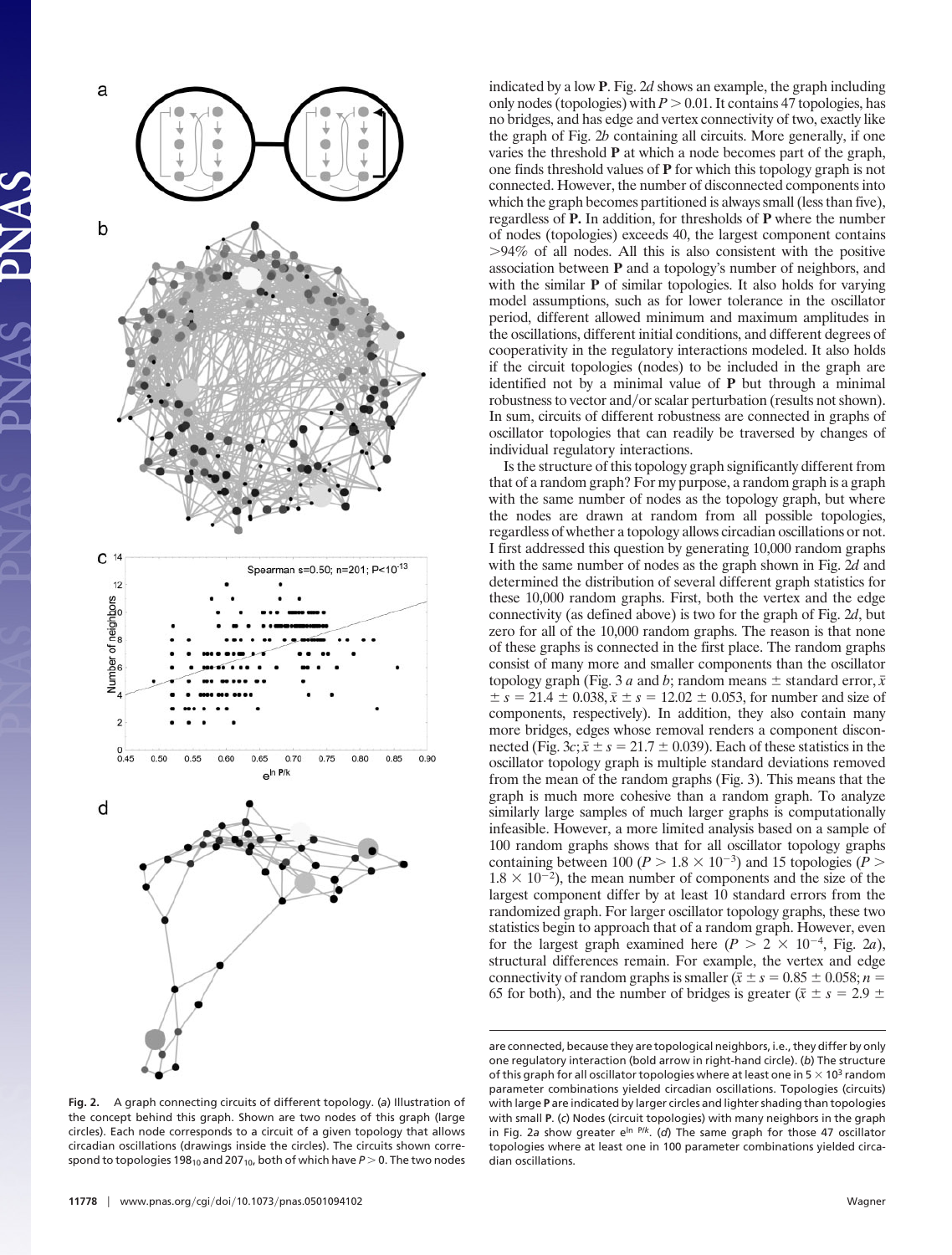indicated by a low **P**. Fig. 2*d* shows an example, the graph including only nodes (topologies) with $P > 0.01$. It contains 47 topologies, has no bridges, and has edge and vertex connectivity of two, exactly like the graph of Fig. 2*b* containing all circuits. More generally, if one varies the threshold **P** at which a node becomes part of the graph, one finds threshold values of **P** for which this topology graph is not connected. However, the number of disconnected components into which the graph becomes partitioned is always small (less than five), regardless of **P.** In addition, for thresholds of **P** where the number of nodes (topologies) exceeds 40, the largest component contains >94% of all nodes. All this is also consistent with the positive association between **P** and a topology's number of neighbors, and with the similar **P** of similar topologies. It also holds for varying model assumptions, such as for lower tolerance in the oscillator period, different allowed minimum and maximum amplitudes in the oscillations, different initial conditions, and different degrees of cooperativity in the regulatory interactions modeled. It also holds if the circuit topologies (nodes) to be included in the graph are identified not by a minimal value of **P** but through a minimal robustness to vector and/or scalar perturbation (results not shown). In sum, circuits of different robustness are connected in graphs of oscillator topologies that can readily be traversed by changes of individual regulatory interactions.

Is the structure of this topology graph significantly different from that of a random graph? For my purpose, a random graph is a graph with the same number of nodes as the topology graph, but where the nodes are drawn at random from all possible topologies, regardless of whether a topology allows circadian oscillations or not. I first addressed this question by generating 10,000 random graphs with the same number of nodes as the graph shown in Fig. 2*d* and determined the distribution of several different graph statistics for these 10,000 random graphs. First, both the vertex and the edge connectivity (as defined above) is two for the graph of Fig. 2*d*, but zero for all of the 10,000 random graphs. The reason is that none of these graphs is connected in the first place. The random graphs consist of many more and smaller components than the oscillator topology graph (Fig. 3 *a* and *b*; random means ± standard error, $\bar{x} \pm s = 21.4 \pm 0.038$, $\bar{x} \pm s = 12.02 \pm 0.053$, for number and size of components, respectively). In addition, they also contain many more bridges, edges whose removal renders a component disconnected (Fig. 3*c*; $\bar{x} \pm s = 21.7 \pm 0.039$). Each of these statistics in the oscillator topology graph is multiple standard deviations removed from the mean of the random graphs (Fig. 3). This means that the graph is much more cohesive than a random graph. To analyze similarly large samples of much larger graphs is computationally infeasible. However, a more limited analysis based on a sample of 100 random graphs shows that for all oscillator topology graphs containing between 100 ($P > 1.8 \times 10^{-3}$) and 15 topologies ($P > 1.8 \times 10^{-2}$), the mean number of components and the size of the largest component differ by at least 10 standard errors from the randomized graph. For larger oscillator topology graphs, these two statistics begin to approach that of a random graph. However, even for the largest graph examined here ($P > 2 \times 10^{-4}$, Fig. 2*a*), structural differences remain. For example, the vertex and edge connectivity of random graphs is smaller ($\bar{x} \pm s = 0.85 \pm 0.058$; $n = 65$ for both), and the number of bridges is greater ($\bar{x} \pm s = 2.9 \pm$

**Fig. 2.** A graph connecting circuits of different topology. (*a*) Illustration of the concept behind this graph. Shown are two nodes of this graph (large circles). Each node corresponds to a circuit of a given topology that allows circadian oscillations (drawings inside the circles). The circuits shown correspond to topologies $198_{10}$ and $207_{10}$, both of which have $P > 0$. The two nodes are connected, because they are topological neighbors, i.e., they differ by only one regulatory interaction (bold arrow in right-hand circle). (*b*) The structure of this graph for all oscillator topologies where at least one in $5 \times 10^3$ random parameter combinations yielded circadian oscillations. Topologies (circuits) with large **P** are indicated by larger circles and lighter shading than topologies with small **P**. (*c*) Nodes (circuit topologies) with many neighbors in the graph in Fig. 2a show greater $e^{\ln P/k}$. (*d*) The same graph for those 47 oscillator topologies where at least one in 100 parameter combinations yielded circadian oscillations.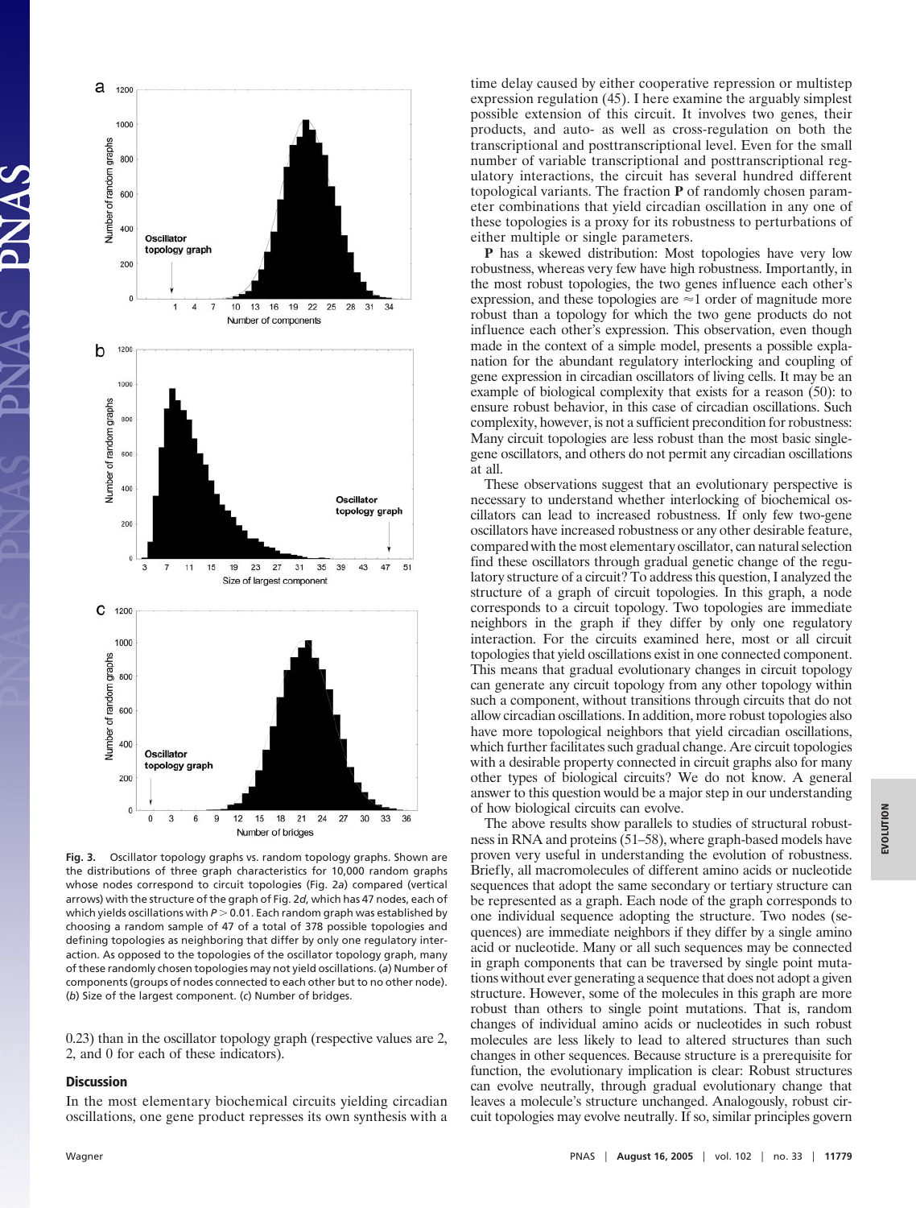**Fig. 3.** Oscillator topology graphs vs. random topology graphs. Shown are the distributions of three graph characteristics for 10,000 random graphs whose nodes correspond to circuit topologies (Fig. 2*a*) compared (vertical arrows) with the structure of the graph of Fig. 2*d*, which has 47 nodes, each of which yields oscillations with $P > 0.01$. Each random graph was established by choosing a random sample of 47 of a total of 378 possible topologies and defining topologies as neighboring that differ by only one regulatory interaction. As opposed to the topologies of the oscillator topology graph, many of these randomly chosen topologies may not yield oscillations. (*a*) Number of components (groups of nodes connected to each other but to no other node). (*b*) Size of the largest component. (*c*) Number of bridges.

0.23) than in the oscillator topology graph (respective values are 2, 2, and 0 for each of these indicators).

## Discussion

In the most elementary biochemical circuits yielding circadian oscillations, one gene product represses its own synthesis with a time delay caused by either cooperative repression or multistep expression regulation (45). I here examine the arguably simplest possible extension of this circuit. It involves two genes, their products, and auto- as well as cross-regulation on both the transcriptional and posttranscriptional level. Even for the small number of variable transcriptional and posttranscriptional regulatory interactions, the circuit has several hundred different topological variants. The fraction **P** of randomly chosen parameter combinations that yield circadian oscillation in any one of these topologies is a proxy for its robustness to perturbations of either multiple or single parameters.

**P** has a skewed distribution: Most topologies have very low robustness, whereas very few have high robustness. Importantly, in the most robust topologies, the two genes influence each other's expression, and these topologies are ≈1 order of magnitude more robust than a topology for which the two gene products do not influence each other's expression. This observation, even though made in the context of a simple model, presents a possible explanation for the abundant regulatory interlocking and coupling of gene expression in circadian oscillators of living cells. It may be an example of biological complexity that exists for a reason (50): to ensure robust behavior, in this case of circadian oscillations. Such complexity, however, is not a sufficient precondition for robustness: Many circuit topologies are less robust than the most basic single-gene oscillators, and others do not permit any circadian oscillations at all.

These observations suggest that an evolutionary perspective is necessary to understand whether interlocking of biochemical oscillators can lead to increased robustness. If only few two-gene oscillators have increased robustness or any other desirable feature, compared with the most elementary oscillator, can natural selection find these oscillators through gradual genetic change of the regulatory structure of a circuit? To address this question, I analyzed the structure of a graph of circuit topologies. In this graph, a node corresponds to a circuit topology. Two topologies are immediate neighbors in the graph if they differ by only one regulatory interaction. For the circuits examined here, most or all circuit topologies that yield oscillations exist in one connected component. This means that gradual evolutionary changes in circuit topology can generate any circuit topology from any other topology within such a component, without transitions through circuits that do not allow circadian oscillations. In addition, more robust topologies also have more topological neighbors that yield circadian oscillations, which further facilitates such gradual change. Are circuit topologies with a desirable property connected in circuit graphs also for many other types of biological circuits? We do not know. A general answer to this question would be a major step in our understanding of how biological circuits can evolve.

The above results show parallels to studies of structural robustness in RNA and proteins (51–58), where graph-based models have proven very useful in understanding the evolution of robustness. Briefly, all macromolecules of different amino acids or nucleotide sequences that adopt the same secondary or tertiary structure can be represented as a graph. Each node of the graph corresponds to one individual sequence adopting the structure. Two nodes (sequences) are immediate neighbors if they differ by a single amino acid or nucleotide. Many or all such sequences may be connected in graph components that can be traversed by single point mutations without ever generating a sequence that does not adopt a given structure. However, some of the molecules in this graph are more robust than others to single point mutations. That is, random changes of individual amino acids or nucleotides in such robust molecules are less likely to lead to altered structures than such changes in other sequences. Because structure is a prerequisite for function, the evolutionary implication is clear: Robust structures can evolve neutrally, through gradual evolutionary change that leaves a molecule's structure unchanged. Analogously, robust circuit topologies may evolve neutrally. If so, similar principles govern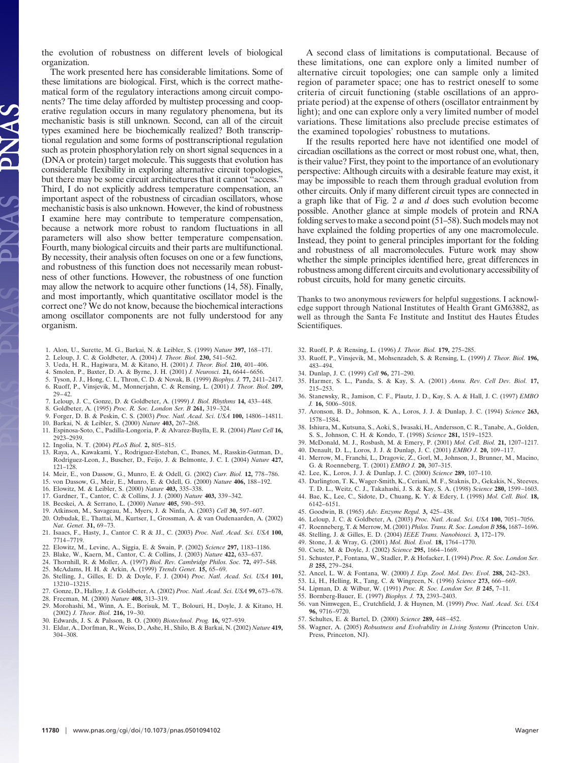the evolution of robustness on different levels of biological organization.

The work presented here has considerable limitations. Some of these limitations are biological. First, which is the correct mathematical form of the regulatory interactions among circuit components? The time delay afforded by multistep processing and cooperative regulation occurs in many regulatory phenomena, but its mechanistic basis is still unknown. Second, can all of the circuit types examined here be biochemically realized? Both transcriptional regulation and some forms of posttranscriptional regulation such as protein phosphorylation rely on short signal sequences in a (DNA or protein) target molecule. This suggests that evolution has considerable flexibility in exploring alternative circuit topologies, but there may be some circuit architectures that it cannot "access." Third, I do not explicitly address temperature compensation, an important aspect of the robustness of circadian oscillators, whose mechanistic basis is also unknown. However, the kind of robustness I examine here may contribute to temperature compensation, because a network more robust to random fluctuations in all parameters will also show better temperature compensation. Fourth, many biological circuits and their parts are multifunctional. By necessity, their analysis often focuses on one or a few functions, and robustness of this function does not necessarily mean robustness of other functions. However, the robustness of one function may allow the network to acquire other functions (14, 58). Finally, and most importantly, which quantitative oscillator model is the correct one? We do not know, because the biochemical interactions among oscillator components are not fully understood for any organism.

A second class of limitations is computational. Because of these limitations, one can explore only a limited number of alternative circuit topologies; one can sample only a limited region of parameter space; one has to restrict oneself to some criteria of circuit functioning (stable oscillations of an appropriate period) at the expense of others (oscillator entrainment by light); and one can explore only a very limited number of model variations. These limitations also preclude precise estimates of the examined topologies' robustness to mutations.

If the results reported here have not identified one model of circadian oscillations as the correct or most robust one, what, then, is their value? First, they point to the importance of an evolutionary perspective: Although circuits with a desirable feature may exist, it may be impossible to reach them through gradual evolution from other circuits. Only if many different circuit types are connected in a graph like that of Fig. 2 *a* and *d* does such evolution become possible. Another glance at simple models of protein and RNA folding serves to make a second point (51–58). Such models may not have explained the folding properties of any one macromolecule. Instead, they point to general principles important for the folding and robustness of all macromolecules. Future work may show whether the simple principles identified here, great differences in robustness among different circuits and evolutionary accessibility of robust circuits, hold for many genetic circuits.

Thanks to two anonymous reviewers for helpful suggestions. I acknowledge support through National Institutes of Health Grant GM63882, as well as through the Santa Fe Institute and Institut des Hautes Études Scientifiques.

1. Alon, U., Surette, M. G., Barkai, N. & Leibler, S. (1999) *Nature* **397,** 168–171.
2. Leloup, J. C. & Goldbeter, A. (2004) *J. Theor. Biol.* **230,** 541–562.
3. Ueda, H. R., Hagiwara, M. & Kitano, H. (2001) *J. Theor. Biol.* **210,** 401–406.
4. Smolen, P., Baxter, D. A. & Byrne, J. H. (2001) *J. Neurosci.* **21,** 6644–6656.
5. Tyson, J. J., Hong, C. I., Thron, C. D. & Novak, B. (1999) *Biophys. J.* **77,** 2411–2417.
6. Ruoff, P., Vinsjevik, M., Monnerjahn, C. & Rensing, L. (2001) *J. Theor. Biol.* **209,** 29–42.
7. Leloup, J. C., Gonze, D. & Goldbeter, A. (1999) *J. Biol. Rhythms* **14,** 433–448.
8. Goldbeter, A. (1995) *Proc. R. Soc. London Ser. B* **261,** 319–324.
9. Forger, D. B. & Peskin, C. S. (2003) *Proc. Natl. Acad. Sci. USA* **100,** 14806–14811.
10. Barkai, N. & Leibler, S. (2000) *Nature* **403,** 267–268.
11. Espinosa-Soto, C., Padilla-Longoria, P. & Alvarez-Buylla, E. R. (2004) *Plant Cell* **16,** 2923–2939.
12. Ingolia, N. T. (2004) *PLoS Biol.* **2,** 805–815.
13. Raya, A., Kawakami, Y., Rodriguez-Esteban, C., Ibanes, M., Rasskin-Gutman, D., Rodriguez-Leon, J., Buscher, D., Feijo, J. & Belmonte, J. C. I. (2004) *Nature* **427,** 121–128.
14. Meir, E., von Dassow, G., Munro, E. & Odell, G. (2002) *Curr. Biol.* **12,** 778–786.
15. von Dassow, G., Meir, E., Munro, E. & Odell, G. (2000) *Nature* **406,** 188–192.
16. Elowitz, M. & Leibler, S. (2000) *Nature* **403,** 335–338.
17. Gardner, T., Cantor, C. & Collins, J. J. (2000) *Nature* **403,** 339–342.
18. Becskei, A. & Serrano, L. (2000) *Nature* **405,** 590–593.
19. Atkinson, M., Savageau, M., Myers, J. & Ninfa, A. (2003) *Cell* **30,** 597–607.
20. Ozbudak, E., Thattai, M., Kurtser, I., Grossman, A. & van Oudenaarden, A. (2002) *Nat. Genet.* **31,** 69–73.
21. Isaacs, F., Hasty, J., Cantor C. R & JJ., C. (2003) *Proc. Natl. Acad. Sci. USA* **100,** 7714–7719.
22. Elowitz, M., Levine, A., Siggia, E. & Swain, P. (2002) *Science* **297,** 1183–1186.
23. Blake, W., Kaern, M., Cantor, C. & Collins, J. (2003) *Nature* **422,** 633–637.
24. Thornhill, R. & Moller, A. (1997) *Biol. Rev. Cambridge Philos. Soc.* **72,** 497–548.
25. McAdams, H. H. & Arkin, A. (1999) *Trends Genet.* **15,** 65–69.
26. Stelling, J., Gilles, E. D. & Doyle, F. J. (2004) *Proc. Natl. Acad. Sci. USA* **101,** 13210–13215.
27. Gonze, D., Halloy, J. & Goldbeter, A. (2002) *Proc. Natl. Acad. Sci. USA* **99,** 673–678.
28. Freeman, M. (2000) *Nature* **408,** 313–319.
29. Morohashi, M., Winn, A. E., Borisuk, M. T., Bolouri, H., Doyle, J. & Kitano, H. (2002) *J. Theor. Biol.* **216,** 19–30.
30. Edwards, J. S. & Palsson, B. O. (2000) *Biotechnol. Prog.* **16,** 927–939.
31. Eldar, A., Dorfman, R., Weiss, D., Ashe, H., Shilo, B. & Barkai, N. (2002) *Nature* **419,** 304–308.
32. Ruoff, P. & Rensing, L. (1996) *J. Theor. Biol.* **179,** 275–285.
33. Ruoff, P., Vinsjevik, M., Mohsenzadeh, S. & Rensing, L. (1999) *J. Theor. Biol.* **196,** 483–494.
34. Dunlap, J. C. (1999) *Cell* **96,** 271–290.
35. Harmer, S. L., Panda, S. & Kay, S. A. (2001) *Annu. Rev. Cell Dev. Biol.* **17,** 215–253.
36. Stanewsky, R., Jamison, C. F., Plautz, J. D., Kay, S. A. & Hall, J. C. (1997) *EMBO J.* **16,** 5006–5018.
37. Aronson, B. D., Johnson, K. A., Loros, J. J. & Dunlap, J. C. (1994) *Science* **263,** 1578–1584.
38. Ishiura, M., Kutsuna, S., Aoki, S., Iwasaki, H., Andersson, C. R., Tanabe, A., Golden, S. S., Johnson, C. H. & Kondo, T. (1998) *Science* **281,** 1519–1523.
39. McDonald, M. J., Rosbash, M. & Emery, P. (2001) *Mol. Cell. Biol.* **21,** 1207–1217.
40. Denault, D. L., Loros, J. J. & Dunlap, J. C. (2001) *EMBO J.* **20,** 109–117.
41. Merrow, M., Franchi, L., Dragovic, Z., Gorl, M., Johnson, J., Brunner, M., Macino, G. & Roenneberg, T. (2001) *EMBO J.* **20,** 307–315.
42. Lee, K., Loros, J. J. & Dunlap, J. C. (2000) *Science* **289,** 107–110.
43. Darlington, T. K., Wager-Smith, K., Ceriani, M. F., Staknis, D., Gekakis, N., Steeves, T. D. L., Weitz, C. J., Takahashi, J. S. & Kay, S. A. (1998) *Science* **280,** 1599–1603.
44. Bae, K., Lee, C., Sidote, D., Chuang, K. Y. & Edery, I. (1998) *Mol. Cell. Biol.* **18,** 6142–6151.
45. Goodwin, B. (1965) *Adv. Enzyme Regul.* **3,** 425–438.
46. Leloup, J. C. & Goldbeter, A. (2003) *Proc. Natl. Acad. Sci. USA* **100,** 7051–7056.
47. Roenneberg, T. & Merrow, M. (2001) *Philos. Trans. R. Soc. London B* **356,** 1687–1696.
48. Stelling, J. & Gilles, E. D. (2004) *IEEE Trans. Nanobiosci.* **3,** 172–179.
49. Stone, J. & Wray, G. (2001) *Mol. Biol. Evol.* **18,** 1764–1770.
50. Csete, M. & Doyle, J. (2002) *Science* **295,** 1664–1669.
51. Schuster, P., Fontana, W., Stadler, P. & Hofacker, I. (1994) *Proc. R. Soc. London Ser. B* **255,** 279–284.
52. Ancel, L. W. & Fontana, W. (2000) *J. Exp. Zool. Mol. Dev. Evol.* **288,** 242–283.
53. Li, H., Helling, R., Tang, C. & Wingreen, N. (1996) *Science* **273,** 666–669.
54. Lipman, D. & Wilbur, W. (1991) *Proc. R. Soc. London Ser. B* **245,** 7–11.
55. Bornberg-Bauer, E. (1997) *Biophys. J.* **73,** 2393–2403.
56. van Nimwegen, E., Crutchfield, J. & Huynen, M. (1999) *Proc. Natl. Acad. Sci. USA* **96,** 9716–9720.
57. Schultes, E. & Bartel, D. (2000) *Science* **289,** 448–452.
58. Wagner, A. (2005) *Robustness and Evolvability in Living Systems* (Princeton Univ. Press, Princeton, NJ).